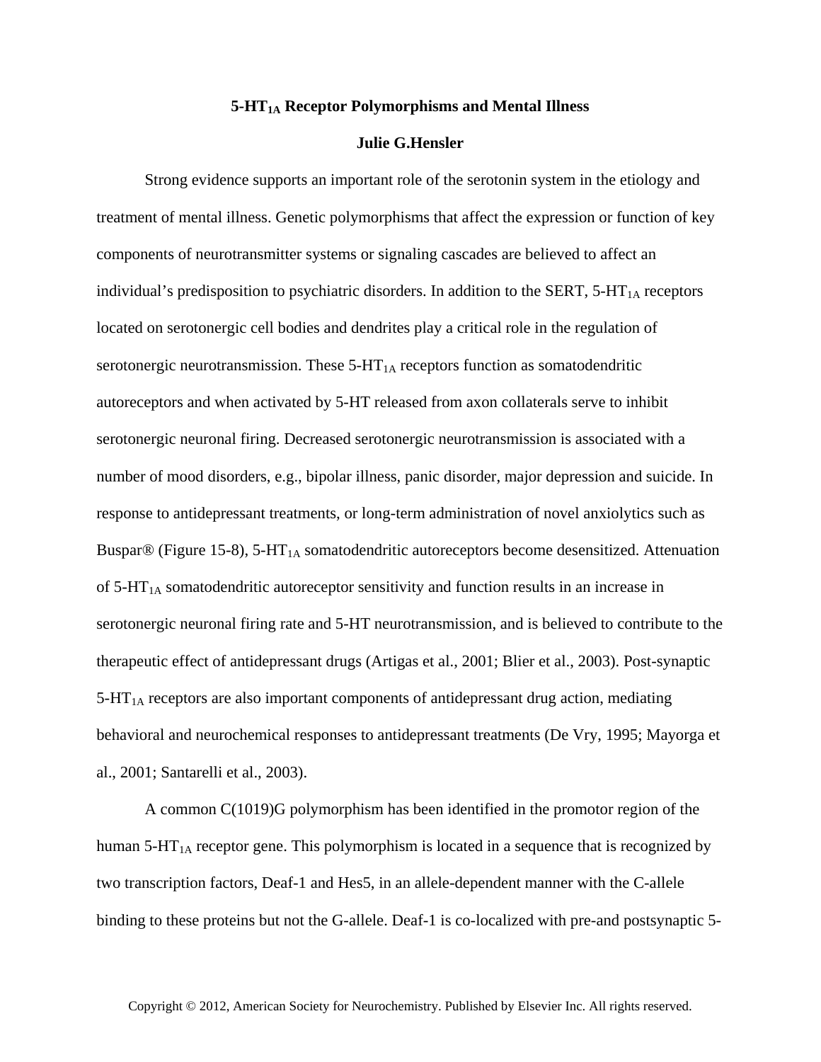# $5\text{-}HT_{1A}$ Receptor Polymorphisms and Mental Illness

**Julie G.Hensler**

Strong evidence supports an important role of the serotonin system in the etiology and treatment of mental illness. Genetic polymorphisms that affect the expression or function of key components of neurotransmitter systems or signaling cascades are believed to affect an individual's predisposition to psychiatric disorders. In addition to the SERT, $5\text{-}HT_{1A}$ receptors located on serotonergic cell bodies and dendrites play a critical role in the regulation of serotonergic neurotransmission. These $5\text{-}HT_{1A}$ receptors function as somatodendritic autoreceptors and when activated by 5-HT released from axon collaterals serve to inhibit serotonergic neuronal firing. Decreased serotonergic neurotransmission is associated with a number of mood disorders, e.g., bipolar illness, panic disorder, major depression and suicide. In response to antidepressant treatments, or long-term administration of novel anxiolytics such as Buspar® (Figure 15-8), $5\text{-}HT_{1A}$ somatodendritic autoreceptors become desensitized. Attenuation of $5\text{-}HT_{1A}$ somatodendritic autoreceptor sensitivity and function results in an increase in serotonergic neuronal firing rate and 5-HT neurotransmission, and is believed to contribute to the therapeutic effect of antidepressant drugs (Artigas et al., 2001; Blier et al., 2003). Post-synaptic $5\text{-}HT_{1A}$ receptors are also important components of antidepressant drug action, mediating behavioral and neurochemical responses to antidepressant treatments (De Vry, 1995; Mayorga et al., 2001; Santarelli et al., 2003).

A common C(1019)G polymorphism has been identified in the promotor region of the human $5\text{-}HT_{1A}$ receptor gene. This polymorphism is located in a sequence that is recognized by two transcription factors, Deaf-1 and Hes5, in an allele-dependent manner with the C-allele binding to these proteins but not the G-allele. Deaf-1 is co-localized with pre-and postsynaptic 5-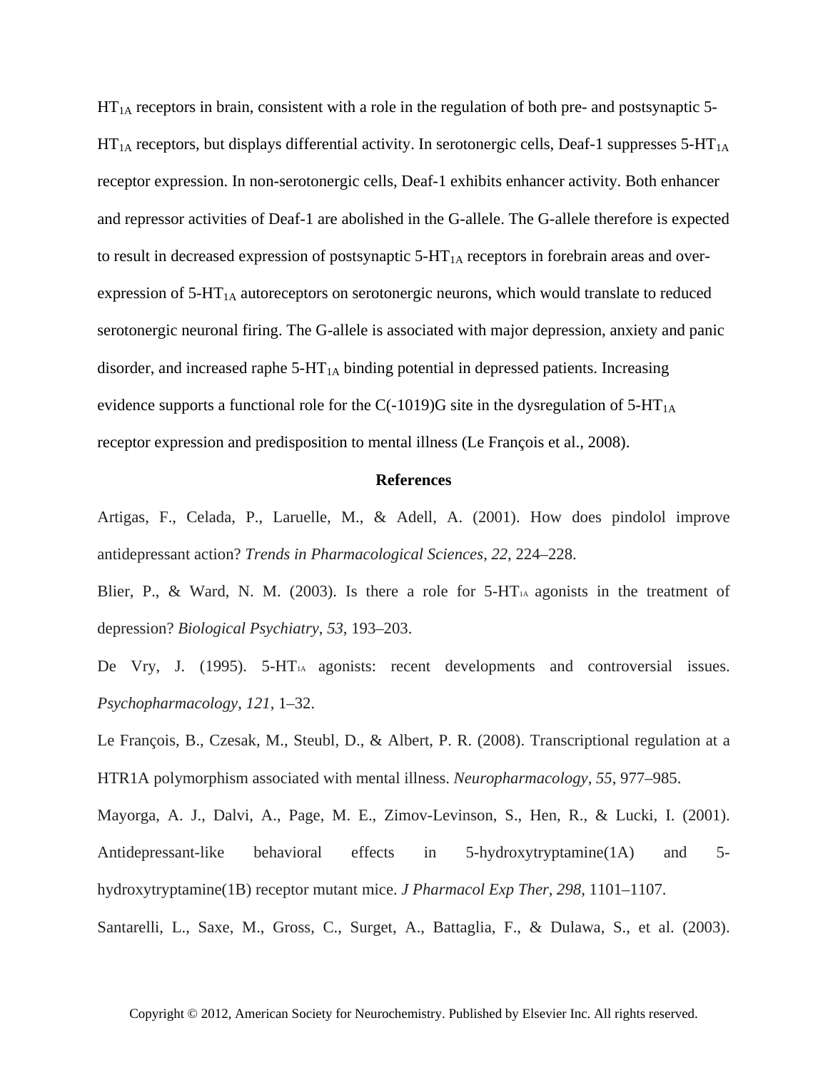$HT_{1A}$ receptors in brain, consistent with a role in the regulation of both pre- and postsynaptic 5-$HT_{1A}$ receptors, but displays differential activity. In serotonergic cells, Deaf-1 suppresses 5-$HT_{1A}$ receptor expression. In non-serotonergic cells, Deaf-1 exhibits enhancer activity. Both enhancer and repressor activities of Deaf-1 are abolished in the G-allele. The G-allele therefore is expected to result in decreased expression of postsynaptic 5-$HT_{1A}$ receptors in forebrain areas and over-expression of 5-$HT_{1A}$ autoreceptors on serotonergic neurons, which would translate to reduced serotonergic neuronal firing. The G-allele is associated with major depression, anxiety and panic disorder, and increased raphe 5-$HT_{1A}$ binding potential in depressed patients. Increasing evidence supports a functional role for the C(-1019)G site in the dysregulation of 5-$HT_{1A}$ receptor expression and predisposition to mental illness (Le François et al., 2008).

## References

Artigas, F., Celada, P., Laruelle, M., & Adell, A. (2001). How does pindolol improve antidepressant action? *Trends in Pharmacological Sciences, 22,* 224–228.

Blier, P., & Ward, N. M. (2003). Is there a role for 5-$HT_{1A}$ agonists in the treatment of depression? *Biological Psychiatry*, *53*, 193–203.

De Vry, J. (1995). 5-$HT_{1A}$ agonists: recent developments and controversial issues. *Psychopharmacology*, *121*, 1–32.

Le François, B., Czesak, M., Steubl, D., & Albert, P. R. (2008). Transcriptional regulation at a HTR1A polymorphism associated with mental illness. *Neuropharmacology*, *55*, 977–985.

Mayorga, A. J., Dalvi, A., Page, M. E., Zimov-Levinson, S., Hen, R., & Lucki, I. (2001). Antidepressant-like behavioral effects in 5-hydroxytryptamine(1A) and 5-hydroxytryptamine(1B) receptor mutant mice. *J Pharmacol Exp Ther*, *298*, 1101–1107.

Santarelli, L., Saxe, M., Gross, C., Surget, A., Battaglia, F., & Dulawa, S., et al. (2003).

Copyright © 2012, American Society for Neurochemistry. Published by Elsevier Inc. All rights reserved.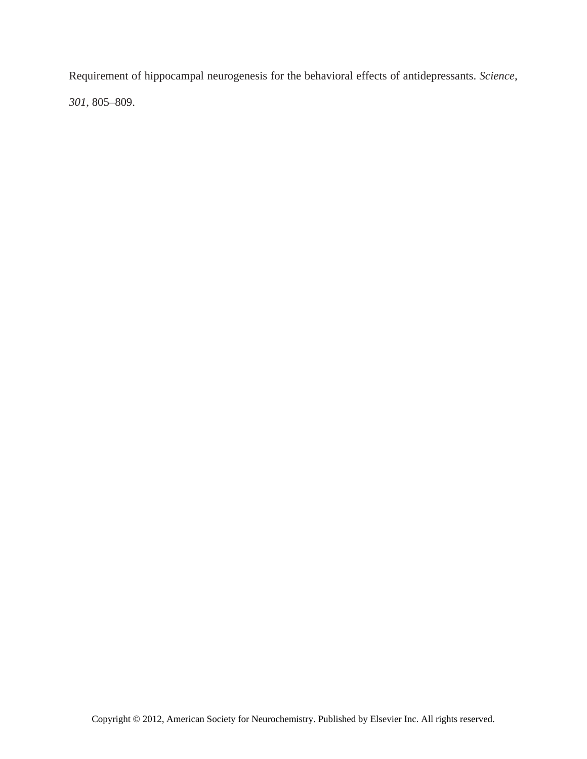Requirement of hippocampal neurogenesis for the behavioral effects of antidepressants. *Science*, *301*, 805–809.

Copyright © 2012, American Society for Neurochemistry. Published by Elsevier Inc. All rights reserved.